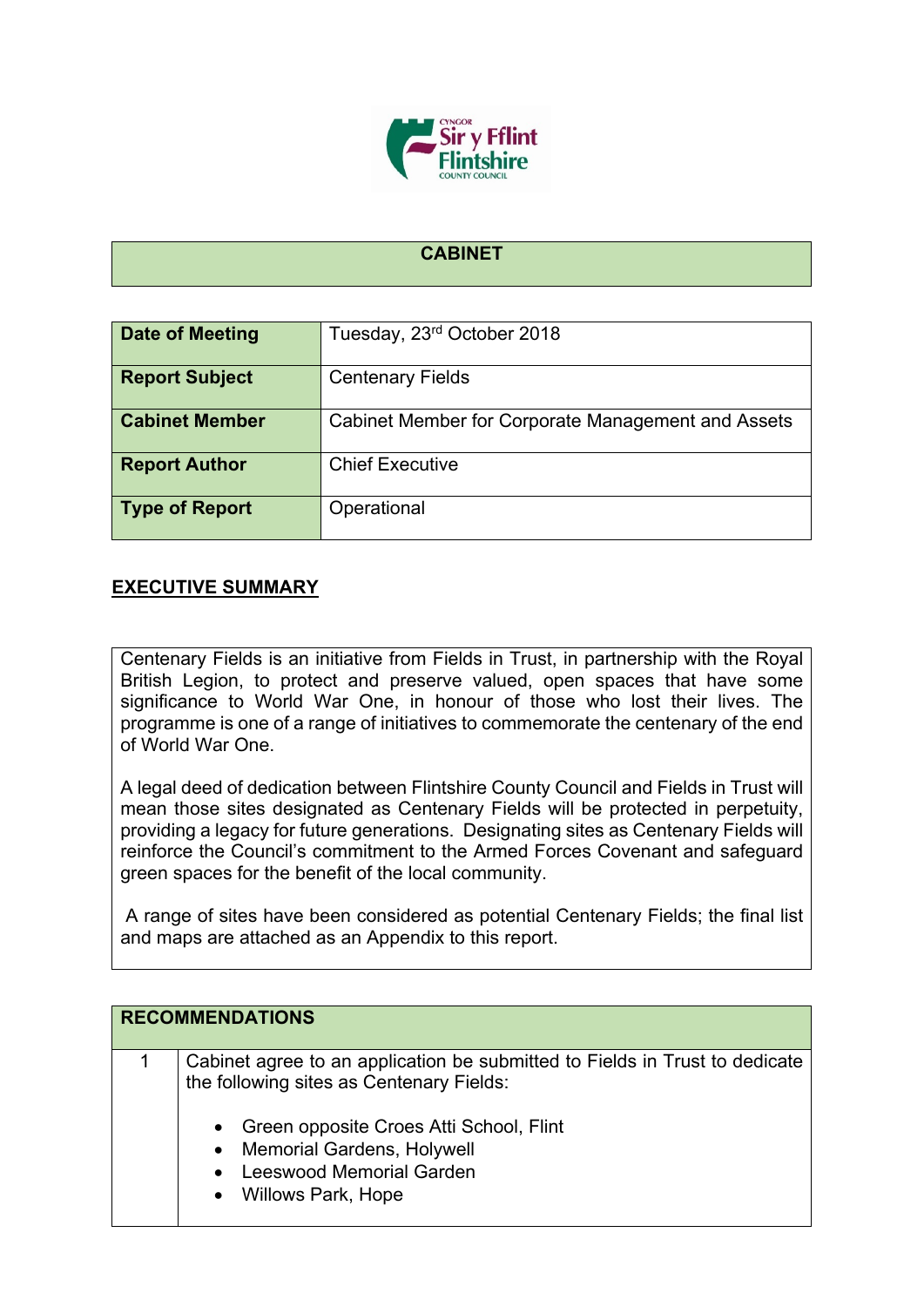# CABINET

| | |
|---|---|
| **Date of Meeting** | Tuesday, 23rd October 2018 |
| **Report Subject** | Centenary Fields |
| **Cabinet Member** | Cabinet Member for Corporate Management and Assets |
| **Report Author** | Chief Executive |
| **Type of Report** | Operational |

## EXECUTIVE SUMMARY

Centenary Fields is an initiative from Fields in Trust, in partnership with the Royal British Legion, to protect and preserve valued, open spaces that have some significance to World War One, in honour of those who lost their lives. The programme is one of a range of initiatives to commemorate the centenary of the end of World War One.

A legal deed of dedication between Flintshire County Council and Fields in Trust will mean those sites designated as Centenary Fields will be protected in perpetuity, providing a legacy for future generations. Designating sites as Centenary Fields will reinforce the Council's commitment to the Armed Forces Covenant and safeguard green spaces for the benefit of the local community.

A range of sites have been considered as potential Centenary Fields; the final list and maps are attached as an Appendix to this report.

| RECOMMENDATIONS | |
|---|---|
| 1 | Cabinet agree to an application be submitted to Fields in Trust to dedicate the following sites as Centenary Fields:<br><br>• Green opposite Croes Atti School, Flint<br>• Memorial Gardens, Holywell<br>• Leeswood Memorial Garden<br>• Willows Park, Hope |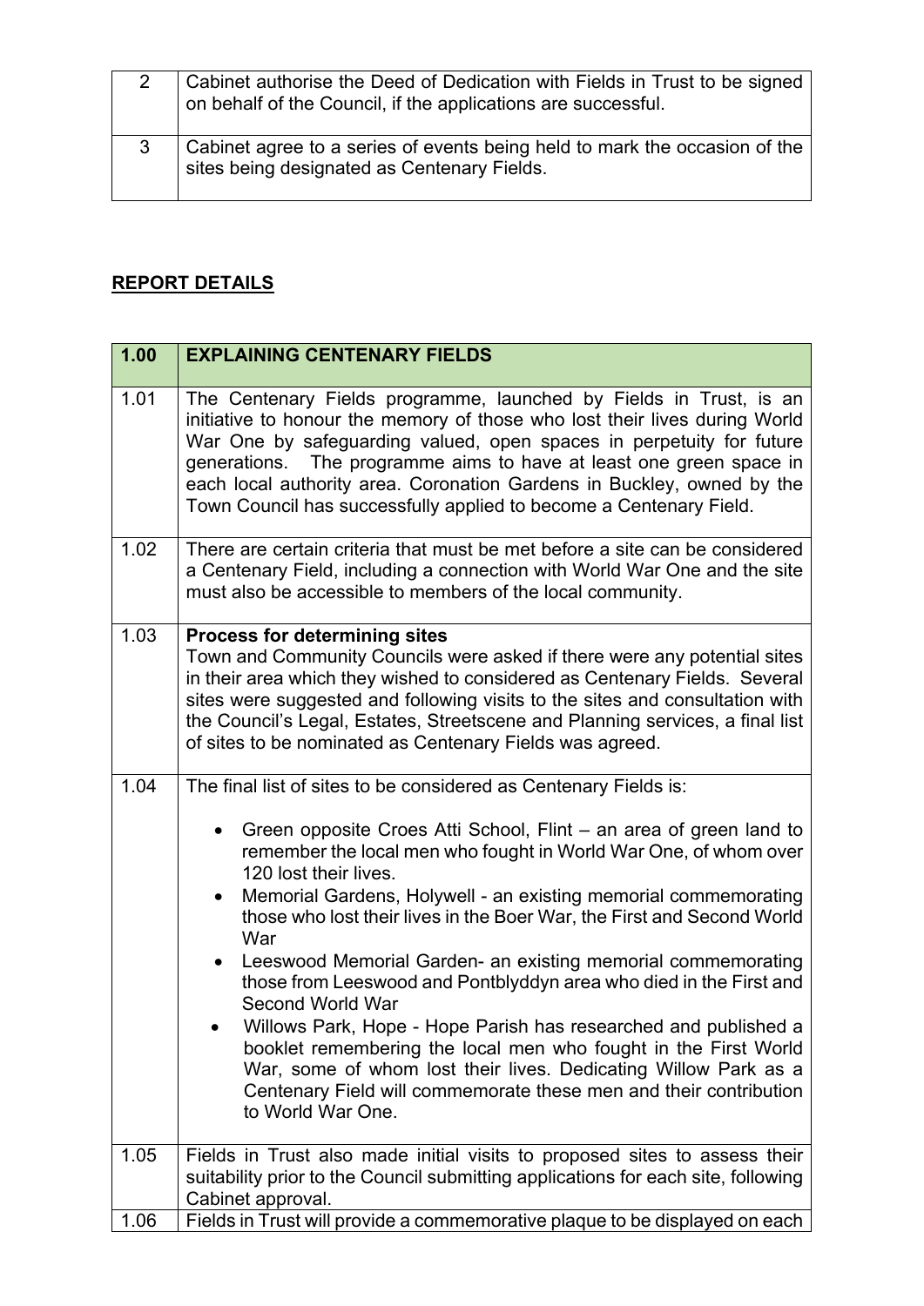| | |
|---|---|
| 2 | Cabinet authorise the Deed of Dedication with Fields in Trust to be signed on behalf of the Council, if the applications are successful. |
| 3 | Cabinet agree to a series of events being held to mark the occasion of the sites being designated as Centenary Fields. |

## REPORT DETAILS

| 1.00 | EXPLAINING CENTENARY FIELDS |
|---|---|
| 1.01 | The Centenary Fields programme, launched by Fields in Trust, is an initiative to honour the memory of those who lost their lives during World War One by safeguarding valued, open spaces in perpetuity for future generations. The programme aims to have at least one green space in each local authority area. Coronation Gardens in Buckley, owned by the Town Council has successfully applied to become a Centenary Field. |
| 1.02 | There are certain criteria that must be met before a site can be considered a Centenary Field, including a connection with World War One and the site must also be accessible to members of the local community. |
| 1.03 | **Process for determining sites**<br>Town and Community Councils were asked if there were any potential sites in their area which they wished to considered as Centenary Fields. Several sites were suggested and following visits to the sites and consultation with the Council's Legal, Estates, Streetscene and Planning services, a final list of sites to be nominated as Centenary Fields was agreed. |
| 1.04 | The final list of sites to be considered as Centenary Fields is:<br>• Green opposite Croes Atti School, Flint – an area of green land to remember the local men who fought in World War One, of whom over 120 lost their lives.<br>• Memorial Gardens, Holywell - an existing memorial commemorating those who lost their lives in the Boer War, the First and Second World War<br>• Leeswood Memorial Garden- an existing memorial commemorating those from Leeswood and Pontblyddyn area who died in the First and Second World War<br>• Willows Park, Hope - Hope Parish has researched and published a booklet remembering the local men who fought in the First World War, some of whom lost their lives. Dedicating Willow Park as a Centenary Field will commemorate these men and their contribution to World War One. |
| 1.05 | Fields in Trust also made initial visits to proposed sites to assess their suitability prior to the Council submitting applications for each site, following Cabinet approval. |
| 1.06 | Fields in Trust will provide a commemorative plaque to be displayed on each |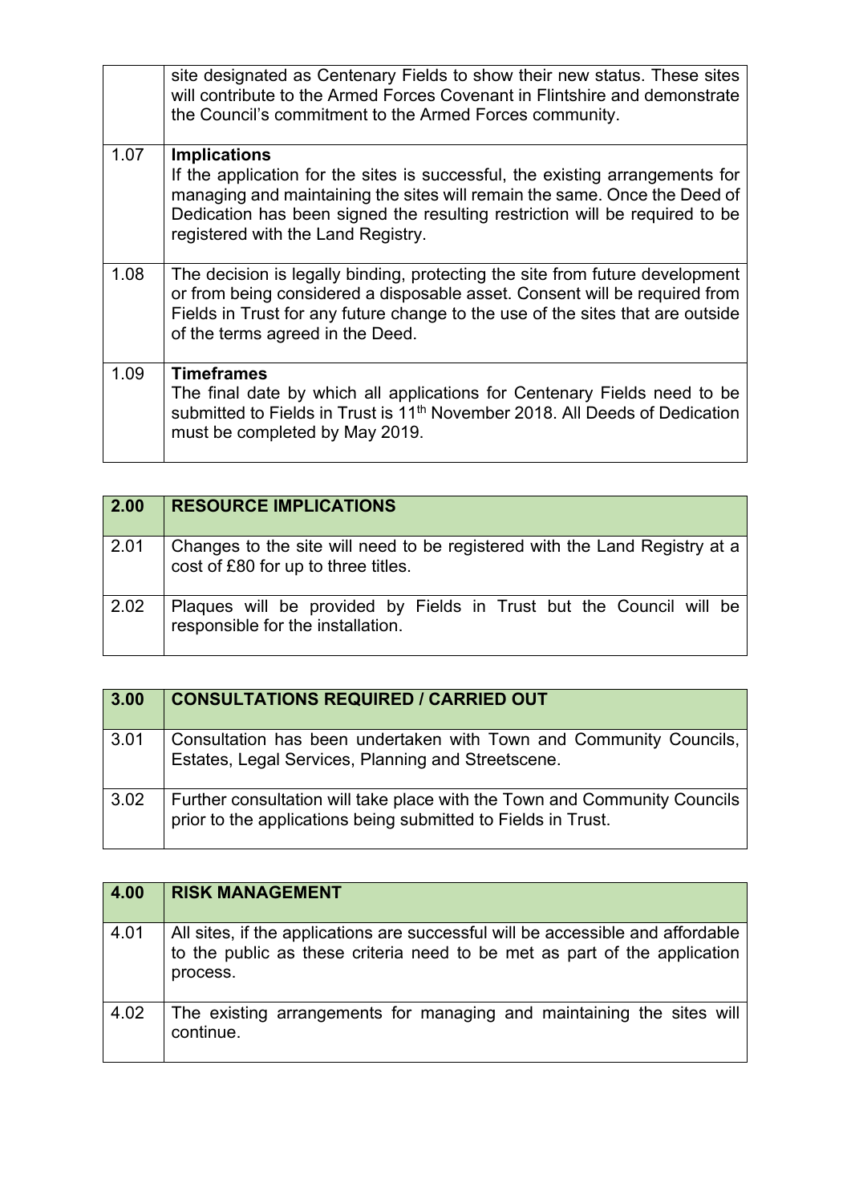| | |
|---|---|
| | site designated as Centenary Fields to show their new status. These sites will contribute to the Armed Forces Covenant in Flintshire and demonstrate the Council's commitment to the Armed Forces community. |
| 1.07 | **Implications**<br>If the application for the sites is successful, the existing arrangements for managing and maintaining the sites will remain the same. Once the Deed of Dedication has been signed the resulting restriction will be required to be registered with the Land Registry. |
| 1.08 | The decision is legally binding, protecting the site from future development or from being considered a disposable asset. Consent will be required from Fields in Trust for any future change to the use of the sites that are outside of the terms agreed in the Deed. |
| 1.09 | **Timeframes**<br>The final date by which all applications for Centenary Fields need to be submitted to Fields in Trust is 11th November 2018. All Deeds of Dedication must be completed by May 2019. |

| **2.00** | **RESOURCE IMPLICATIONS** |
|---|---|
| 2.01 | Changes to the site will need to be registered with the Land Registry at a cost of £80 for up to three titles. |
| 2.02 | Plaques will be provided by Fields in Trust but the Council will be responsible for the installation. |

| **3.00** | **CONSULTATIONS REQUIRED / CARRIED OUT** |
|---|---|
| 3.01 | Consultation has been undertaken with Town and Community Councils, Estates, Legal Services, Planning and Streetscene. |
| 3.02 | Further consultation will take place with the Town and Community Councils prior to the applications being submitted to Fields in Trust. |

| **4.00** | **RISK MANAGEMENT** |
|---|---|
| 4.01 | All sites, if the applications are successful will be accessible and affordable to the public as these criteria need to be met as part of the application process. |
| 4.02 | The existing arrangements for managing and maintaining the sites will continue. |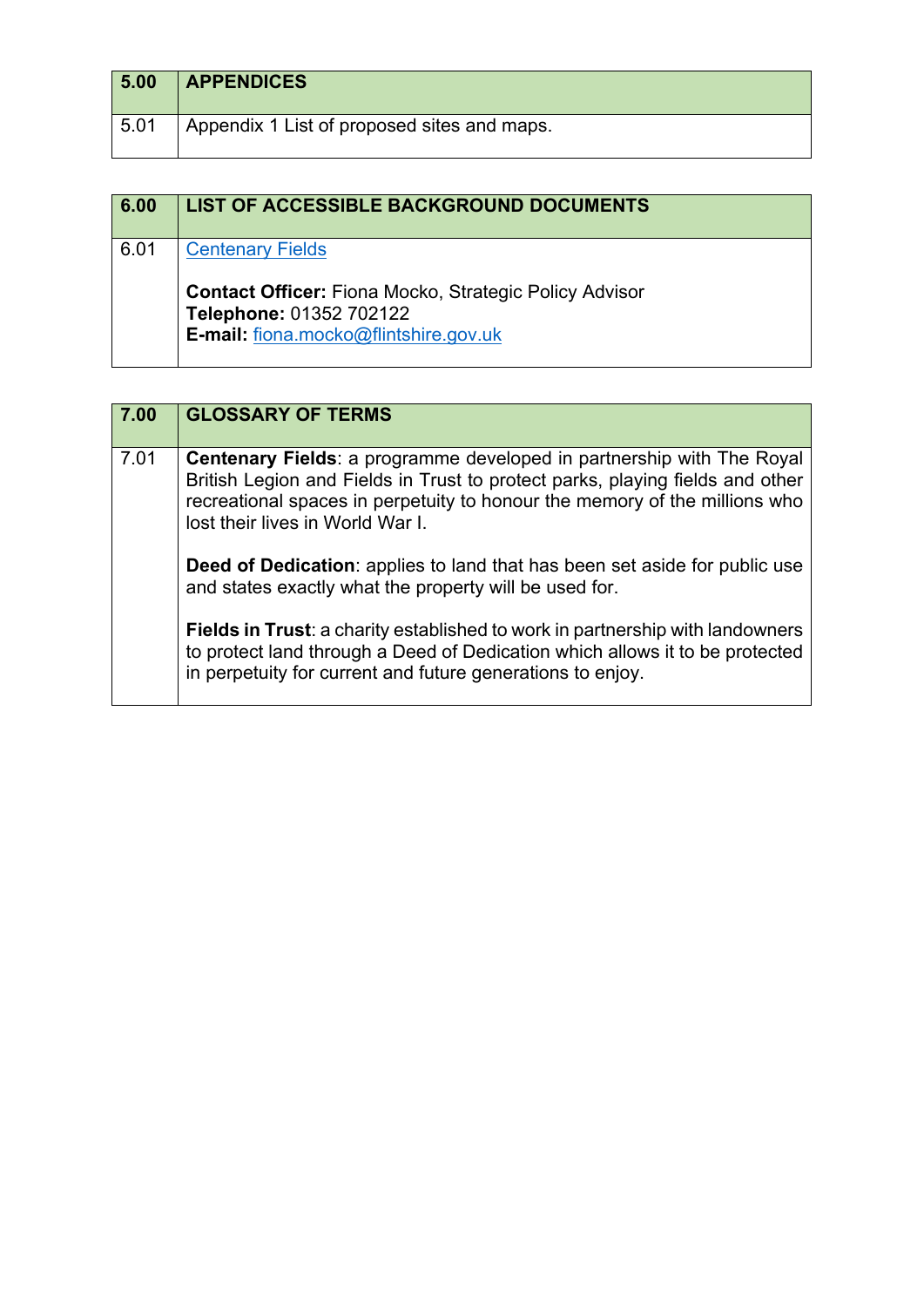| 5.00 | **APPENDICES** |
| --- | --- |
| 5.01 | Appendix 1 List of proposed sites and maps. |

| 6.00 | **LIST OF ACCESSIBLE BACKGROUND DOCUMENTS** |
| --- | --- |
| 6.01 | Centenary Fields<br><br>**Contact Officer:** Fiona Mocko, Strategic Policy Advisor<br>**Telephone:** 01352 702122<br>**E-mail:** fiona.mocko@flintshire.gov.uk |

| 7.00 | **GLOSSARY OF TERMS** |
| --- | --- |
| 7.01 | **Centenary Fields**: a programme developed in partnership with The Royal British Legion and Fields in Trust to protect parks, playing fields and other recreational spaces in perpetuity to honour the memory of the millions who lost their lives in World War I.<br><br>**Deed of Dedication**: applies to land that has been set aside for public use and states exactly what the property will be used for.<br><br>**Fields in Trust**: a charity established to work in partnership with landowners to protect land through a Deed of Dedication which allows it to be protected in perpetuity for current and future generations to enjoy. |